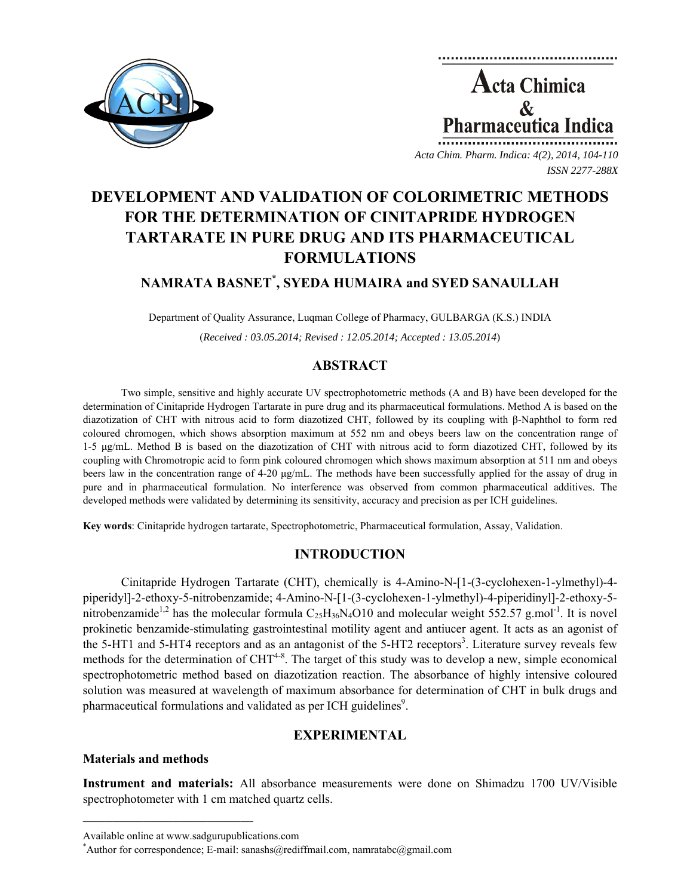# DEVELOPMENT AND VALIDATION OF COLORIMETRIC METHODS FOR THE DETERMINATION OF CINITAPRIDE HYDROGEN TARTARATE IN PURE DRUG AND ITS PHARMACEUTICAL FORMULATIONS

**NAMRATA BASNET[*], SYEDA HUMAIRA and SYED SANAULLAH**

Department of Quality Assurance, Luqman College of Pharmacy, GULBARGA (K.S.) INDIA

(*Received : 03.05.2014; Revised : 12.05.2014; Accepted : 13.05.2014*)

## ABSTRACT

Two simple, sensitive and highly accurate UV spectrophotometric methods (A and B) have been developed for the determination of Cinitapride Hydrogen Tartarate in pure drug and its pharmaceutical formulations. Method A is based on the diazotization of CHT with nitrous acid to form diazotized CHT, followed by its coupling with β-Naphthol to form red coloured chromogen, which shows absorption maximum at 552 nm and obeys beers law on the concentration range of 1-5 μg/mL. Method B is based on the diazotization of CHT with nitrous acid to form diazotized CHT, followed by its coupling with Chromotropic acid to form pink coloured chromogen which shows maximum absorption at 511 nm and obeys beers law in the concentration range of 4-20 μg/mL. The methods have been successfully applied for the assay of drug in pure and in pharmaceutical formulation. No interference was observed from common pharmaceutical additives. The developed methods were validated by determining its sensitivity, accuracy and precision as per ICH guidelines.

**Key words**: Cinitapride hydrogen tartarate, Spectrophotometric, Pharmaceutical formulation, Assay, Validation.

## INTRODUCTION

Cinitapride Hydrogen Tartarate (CHT), chemically is 4-Amino-N-[1-(3-cyclohexen-1-ylmethyl)-4-piperidyl]-2-ethoxy-5-nitrobenzamide; 4-Amino-N-[1-(3-cyclohexen-1-ylmethyl)-4-piperidinyl]-2-ethoxy-5-nitrobenzamide[1,2] has the molecular formula $C_{25}H_{36}N_4O10$ and molecular weight 552.57 $g.mol^{-1}$. It is novel prokinetic benzamide-stimulating gastrointestinal motility agent and antiucer agent. It acts as an agonist of the 5-HT1 and 5-HT4 receptors and as an antagonist of the 5-HT2 receptors[3]. Literature survey reveals few methods for the determination of CHT[4-8]. The target of this study was to develop a new, simple economical spectrophotometric method based on diazotization reaction. The absorbance of highly intensive coloured solution was measured at wavelength of maximum absorbance for determination of CHT in bulk drugs and pharmaceutical formulations and validated as per ICH guidelines[9].

## EXPERIMENTAL

### Materials and methods

**Instrument and materials:** All absorbance measurements were done on Shimadzu 1700 UV/Visible spectrophotometer with 1 cm matched quartz cells.

Available online at www.sadgurupublications.com

[*]Author for correspondence; E-mail: sanashs@rediffmail.com, namratabc@gmail.com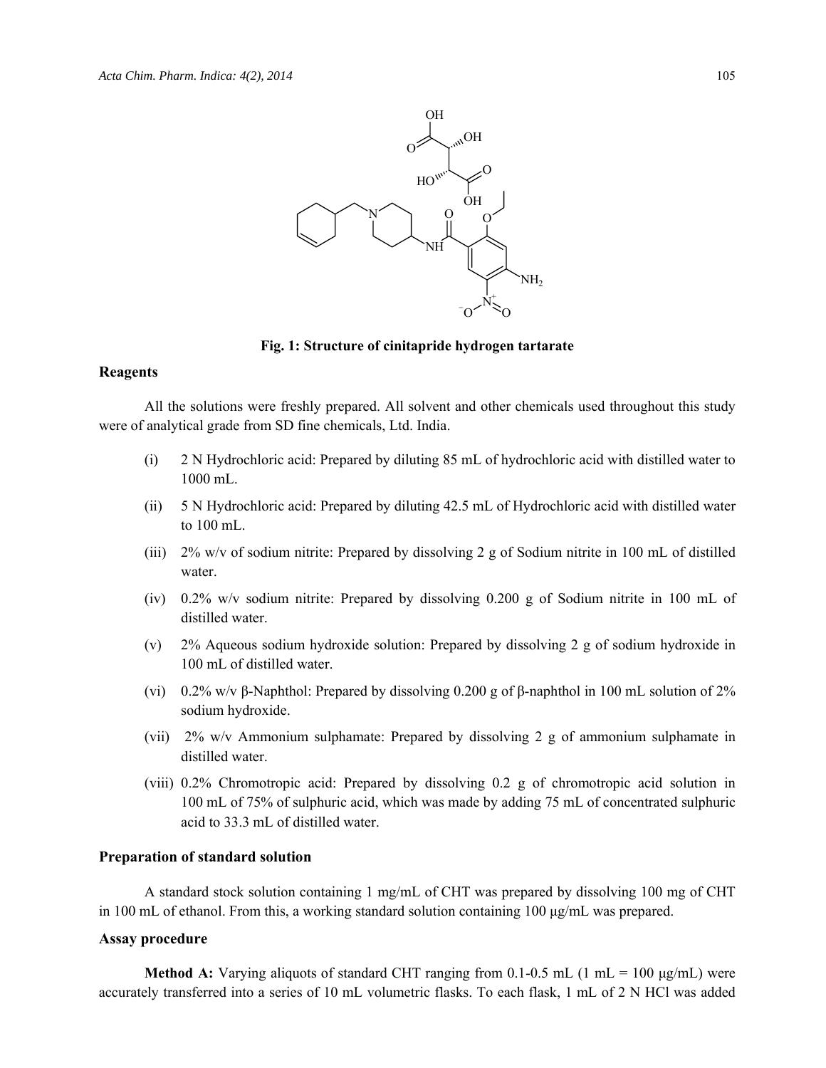Fig. 1: Structure of cinitapride hydrogen tartarate

### Reagents

All the solutions were freshly prepared. All solvent and other chemicals used throughout this study were of analytical grade from SD fine chemicals, Ltd. India.

(i) 2 N Hydrochloric acid: Prepared by diluting 85 mL of hydrochloric acid with distilled water to 1000 mL.

(ii) 5 N Hydrochloric acid: Prepared by diluting 42.5 mL of Hydrochloric acid with distilled water to 100 mL.

(iii) 2% w/v of sodium nitrite: Prepared by dissolving 2 g of Sodium nitrite in 100 mL of distilled water.

(iv) 0.2% w/v sodium nitrite: Prepared by dissolving 0.200 g of Sodium nitrite in 100 mL of distilled water.

(v) 2% Aqueous sodium hydroxide solution: Prepared by dissolving 2 g of sodium hydroxide in 100 mL of distilled water.

(vi) 0.2% w/v β-Naphthol: Prepared by dissolving 0.200 g of β-naphthol in 100 mL solution of 2% sodium hydroxide.

(vii) 2% w/v Ammonium sulphamate: Prepared by dissolving 2 g of ammonium sulphamate in distilled water.

(viii) 0.2% Chromotropic acid: Prepared by dissolving 0.2 g of chromotropic acid solution in 100 mL of 75% of sulphuric acid, which was made by adding 75 mL of concentrated sulphuric acid to 33.3 mL of distilled water.

### Preparation of standard solution

A standard stock solution containing 1 mg/mL of CHT was prepared by dissolving 100 mg of CHT in 100 mL of ethanol. From this, a working standard solution containing 100 µg/mL was prepared.

### Assay procedure

**Method A:** Varying aliquots of standard CHT ranging from 0.1-0.5 mL (1 mL = 100 µg/mL) were accurately transferred into a series of 10 mL volumetric flasks. To each flask, 1 mL of 2 N HCl was added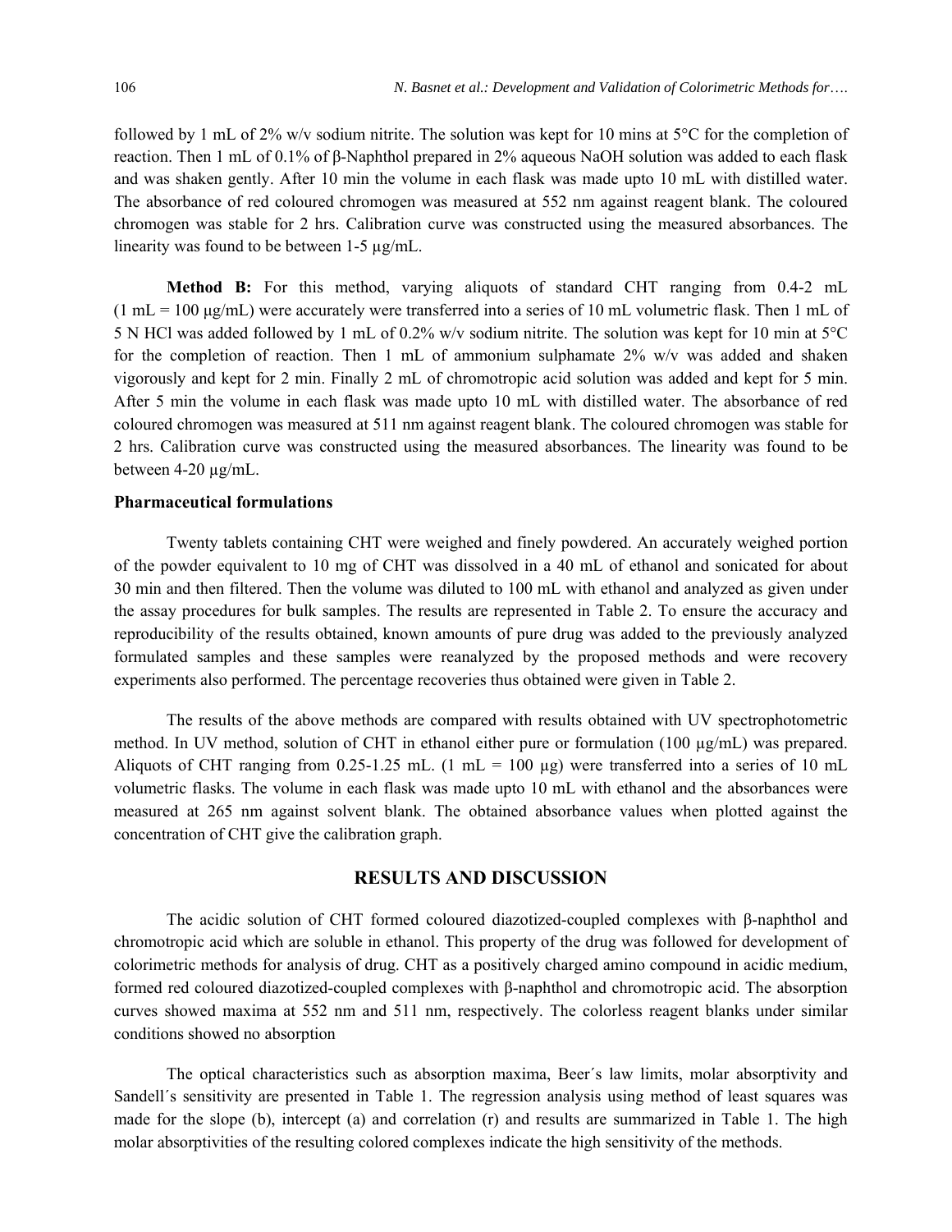followed by 1 mL of 2% w/v sodium nitrite. The solution was kept for 10 mins at 5°C for the completion of reaction. Then 1 mL of 0.1% of β-Naphthol prepared in 2% aqueous NaOH solution was added to each flask and was shaken gently. After 10 min the volume in each flask was made upto 10 mL with distilled water. The absorbance of red coloured chromogen was measured at 552 nm against reagent blank. The coloured chromogen was stable for 2 hrs. Calibration curve was constructed using the measured absorbances. The linearity was found to be between 1-5 µg/mL.

**Method B:** For this method, varying aliquots of standard CHT ranging from 0.4-2 mL (1 mL = 100 µg/mL) were accurately were transferred into a series of 10 mL volumetric flask. Then 1 mL of 5 N HCl was added followed by 1 mL of 0.2% w/v sodium nitrite. The solution was kept for 10 min at 5°C for the completion of reaction. Then 1 mL of ammonium sulphamate 2% w/v was added and shaken vigorously and kept for 2 min. Finally 2 mL of chromotropic acid solution was added and kept for 5 min. After 5 min the volume in each flask was made upto 10 mL with distilled water. The absorbance of red coloured chromogen was measured at 511 nm against reagent blank. The coloured chromogen was stable for 2 hrs. Calibration curve was constructed using the measured absorbances. The linearity was found to be between 4-20 µg/mL.

**Pharmaceutical formulations**

Twenty tablets containing CHT were weighed and finely powdered. An accurately weighed portion of the powder equivalent to 10 mg of CHT was dissolved in a 40 mL of ethanol and sonicated for about 30 min and then filtered. Then the volume was diluted to 100 mL with ethanol and analyzed as given under the assay procedures for bulk samples. The results are represented in Table 2. To ensure the accuracy and reproducibility of the results obtained, known amounts of pure drug was added to the previously analyzed formulated samples and these samples were reanalyzed by the proposed methods and were recovery experiments also performed. The percentage recoveries thus obtained were given in Table 2.

The results of the above methods are compared with results obtained with UV spectrophotometric method. In UV method, solution of CHT in ethanol either pure or formulation (100 µg/mL) was prepared. Aliquots of CHT ranging from 0.25-1.25 mL. (1 mL = 100 µg) were transferred into a series of 10 mL volumetric flasks. The volume in each flask was made upto 10 mL with ethanol and the absorbances were measured at 265 nm against solvent blank. The obtained absorbance values when plotted against the concentration of CHT give the calibration graph.

## RESULTS AND DISCUSSION

The acidic solution of CHT formed coloured diazotized-coupled complexes with β-naphthol and chromotropic acid which are soluble in ethanol. This property of the drug was followed for development of colorimetric methods for analysis of drug. CHT as a positively charged amino compound in acidic medium, formed red coloured diazotized-coupled complexes with β-naphthol and chromotropic acid. The absorption curves showed maxima at 552 nm and 511 nm, respectively. The colorless reagent blanks under similar conditions showed no absorption

The optical characteristics such as absorption maxima, Beer´s law limits, molar absorptivity and Sandell´s sensitivity are presented in Table 1. The regression analysis using method of least squares was made for the slope (b), intercept (a) and correlation (r) and results are summarized in Table 1. The high molar absorptivities of the resulting colored complexes indicate the high sensitivity of the methods.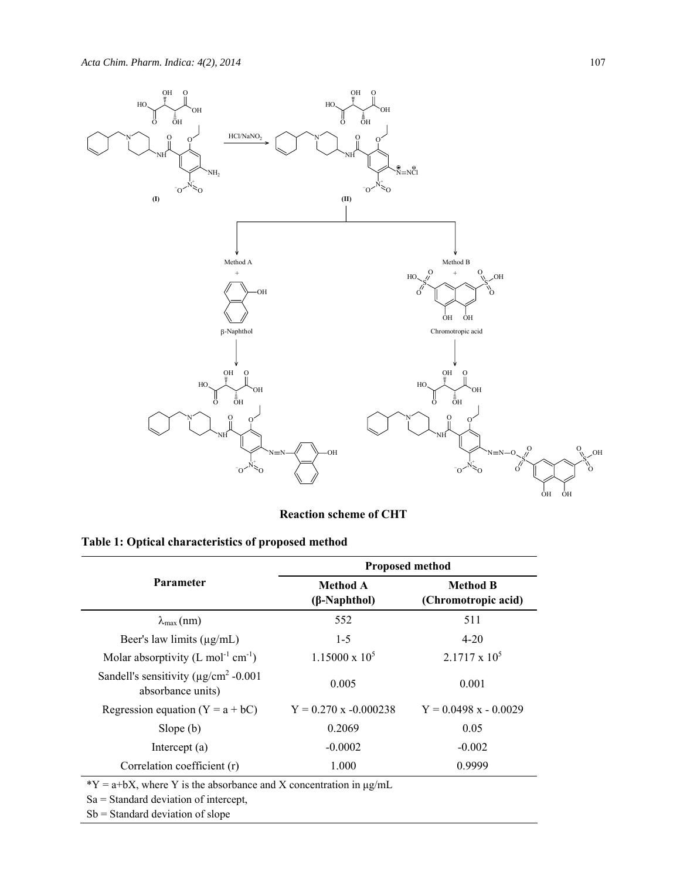**Reaction scheme of CHT**

**Table 1: Optical characteristics of proposed method**

| Parameter | Proposed method | |
|---|---|---|
| | **Method A (β-Naphthol)** | **Method B (Chromotropic acid)** |
| $\lambda_{max}$ (nm) | 552 | 511 |
| Beer's law limits (µg/mL) | 1-5 | 4-20 |
| Molar absorptivity (L mol$^{-1}$ cm$^{-1}$) | 1.15000 x $10^5$ | 2.1717 x $10^5$ |
| Sandell's sensitivity (µg/cm$^2$ -0.001 absorbance units) | 0.005 | 0.001 |
| Regression equation (Y = a + bC) | Y = 0.270 x -0.000238 | Y = 0.0498 x - 0.0029 |
| Slope (b) | 0.2069 | 0.05 |
| Intercept (a) | -0.0002 | -0.002 |
| Correlation coefficient (r) | 1.000 | 0.9999 |

*Y = a+bX, where Y is the absorbance and X concentration in µg/mL

Sa = Standard deviation of intercept,

Sb = Standard deviation of slope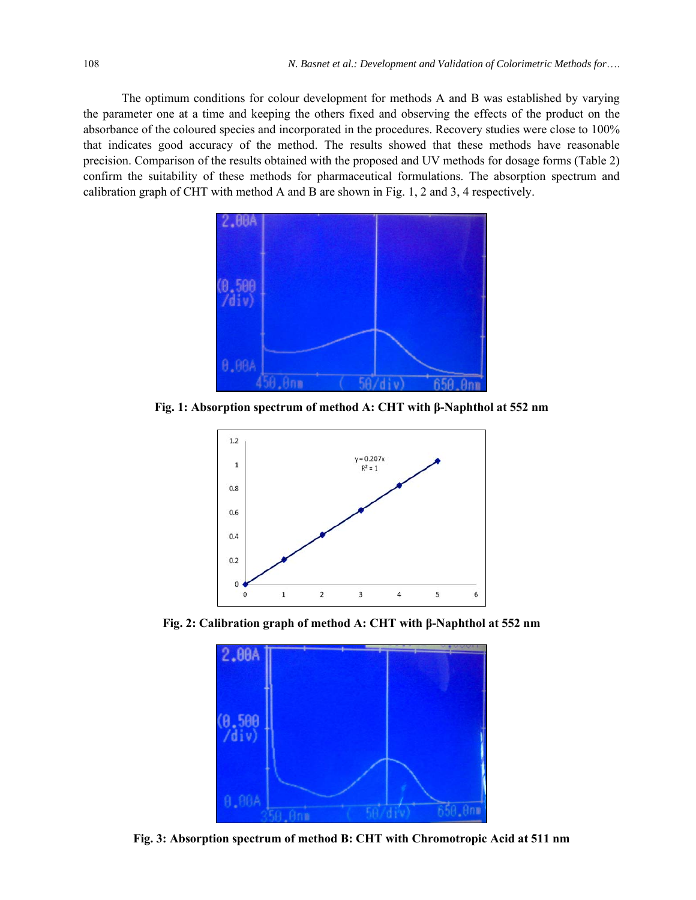The optimum conditions for colour development for methods A and B was established by varying the parameter one at a time and keeping the others fixed and observing the effects of the product on the absorbance of the coloured species and incorporated in the procedures. Recovery studies were close to 100% that indicates good accuracy of the method. The results showed that these methods have reasonable precision. Comparison of the results obtained with the proposed and UV methods for dosage forms (Table 2) confirm the suitability of these methods for pharmaceutical formulations. The absorption spectrum and calibration graph of CHT with method A and B are shown in Fig. 1, 2 and 3, 4 respectively.

**Fig. 1: Absorption spectrum of method A: CHT with β-Naphthol at 552 nm**

**Fig. 2: Calibration graph of method A: CHT with β-Naphthol at 552 nm**

**Fig. 3: Absorption spectrum of method B: CHT with Chromotropic Acid at 511 nm**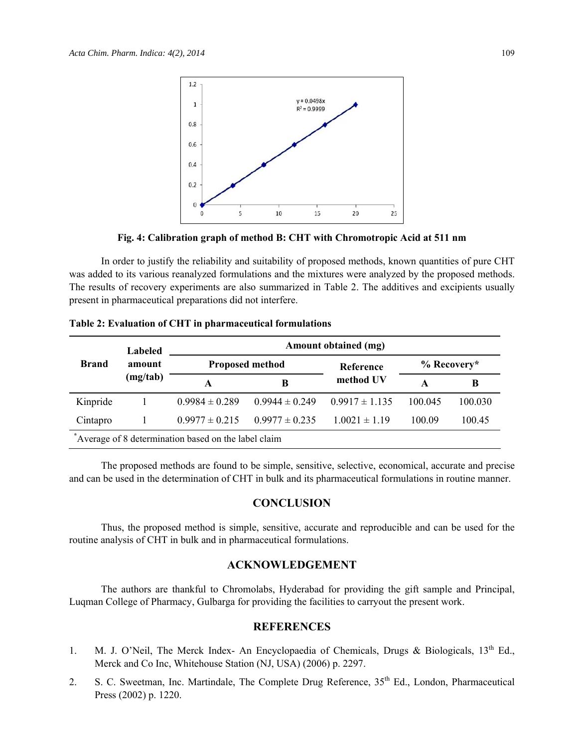Fig. 4: Calibration graph of method B: CHT with Chromotropic Acid at 511 nm

In order to justify the reliability and suitability of proposed methods, known quantities of pure CHT was added to its various reanalyzed formulations and the mixtures were analyzed by the proposed methods. The results of recovery experiments are also summarized in Table 2. The additives and excipients usually present in pharmaceutical preparations did not interfere.

**Table 2: Evaluation of CHT in pharmaceutical formulations**

| Brand | Labeled amount (mg/tab) | Amount obtained (mg) | | | | |
|---|---|---|---|---|---|---|
| | | Proposed method | | Reference method UV | % Recovery* | |
| | | A | B | | A | B |
| Kinpride | 1 | 0.9984 ± 0.289 | 0.9944 ± 0.249 | 0.9917 ± 1.135 | 100.045 | 100.030 |
| Cintapro | 1 | 0.9977 ± 0.215 | 0.9977 ± 0.235 | 1.0021 ± 1.19 | 100.09 | 100.45 |

*Average of 8 determination based on the label claim

The proposed methods are found to be simple, sensitive, selective, economical, accurate and precise and can be used in the determination of CHT in bulk and its pharmaceutical formulations in routine manner.

## CONCLUSION

Thus, the proposed method is simple, sensitive, accurate and reproducible and can be used for the routine analysis of CHT in bulk and in pharmaceutical formulations.

## ACKNOWLEDGEMENT

The authors are thankful to Chromolabs, Hyderabad for providing the gift sample and Principal, Luqman College of Pharmacy, Gulbarga for providing the facilities to carryout the present work.

## REFERENCES

1. M. J. O'Neil, The Merck Index- An Encyclopaedia of Chemicals, Drugs & Biologicals, 13th Ed., Merck and Co Inc, Whitehouse Station (NJ, USA) (2006) p. 2297.
2. S. C. Sweetman, Inc. Martindale, The Complete Drug Reference, 35th Ed., London, Pharmaceutical Press (2002) p. 1220.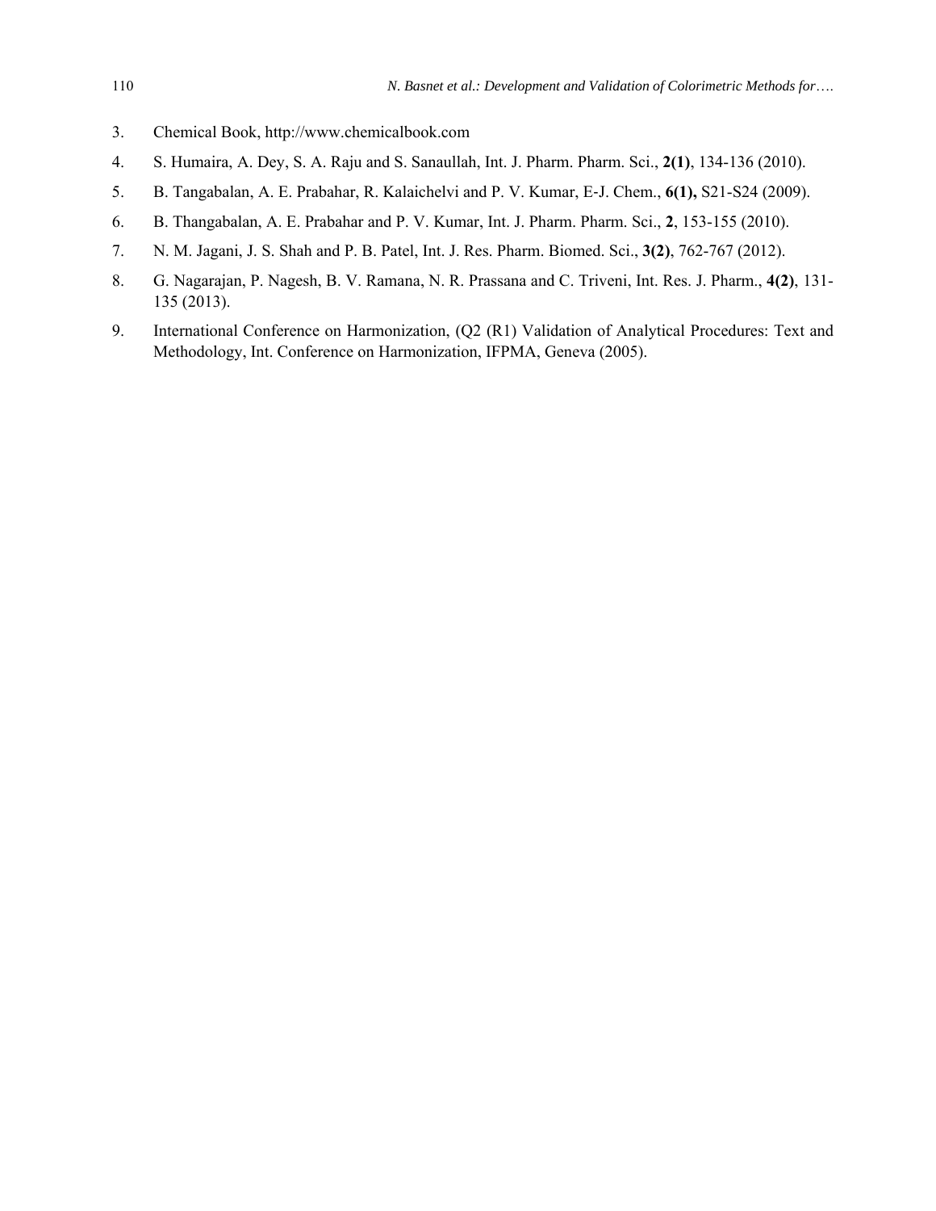3. Chemical Book, http://www.chemicalbook.com
4. S. Humaira, A. Dey, S. A. Raju and S. Sanaullah, Int. J. Pharm. Pharm. Sci., **2(1)**, 134-136 (2010).
5. B. Tangabalan, A. E. Prabahar, R. Kalaichelvi and P. V. Kumar, E-J. Chem., **6(1),** S21-S24 (2009).
6. B. Thangabalan, A. E. Prabahar and P. V. Kumar, Int. J. Pharm. Pharm. Sci., **2**, 153-155 (2010).
7. N. M. Jagani, J. S. Shah and P. B. Patel, Int. J. Res. Pharm. Biomed. Sci., **3(2)**, 762-767 (2012).
8. G. Nagarajan, P. Nagesh, B. V. Ramana, N. R. Prassana and C. Triveni, Int. Res. J. Pharm., **4(2)**, 131-135 (2013).
9. International Conference on Harmonization, (Q2 (R1) Validation of Analytical Procedures: Text and Methodology, Int. Conference on Harmonization, IFPMA, Geneva (2005).